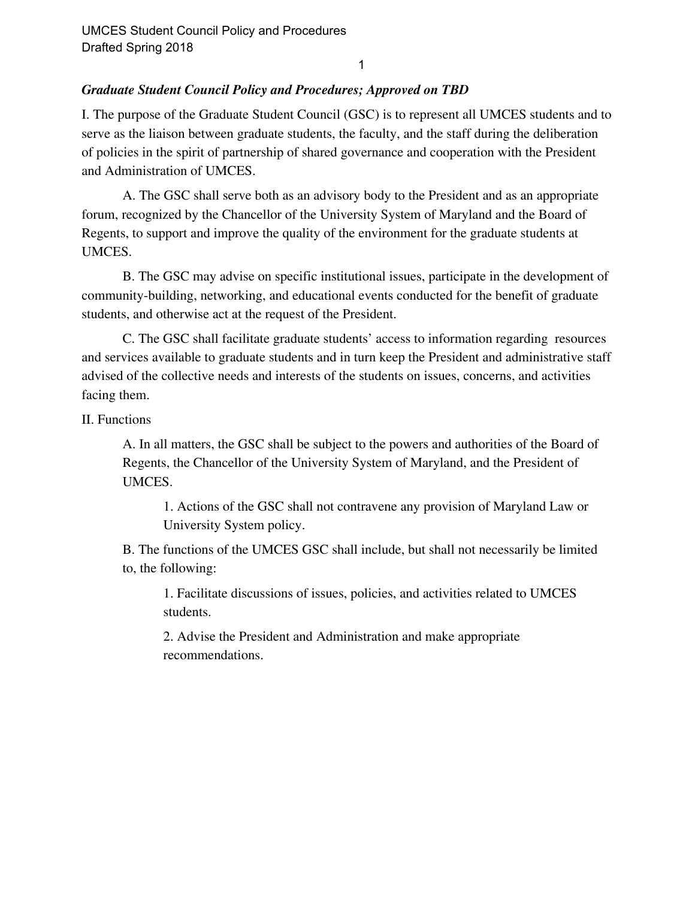***Graduate Student Council Policy and Procedures; Approved on TBD***

I. The purpose of the Graduate Student Council (GSC) is to represent all UMCES students and to serve as the liaison between graduate students, the faculty, and the staff during the deliberation of policies in the spirit of partnership of shared governance and cooperation with the President and Administration of UMCES.

A. The GSC shall serve both as an advisory body to the President and as an appropriate forum, recognized by the Chancellor of the University System of Maryland and the Board of Regents, to support and improve the quality of the environment for the graduate students at UMCES.

B. The GSC may advise on specific institutional issues, participate in the development of community-building, networking, and educational events conducted for the benefit of graduate students, and otherwise act at the request of the President.

C. The GSC shall facilitate graduate students' access to information regarding resources and services available to graduate students and in turn keep the President and administrative staff advised of the collective needs and interests of the students on issues, concerns, and activities facing them.

II. Functions

A. In all matters, the GSC shall be subject to the powers and authorities of the Board of Regents, the Chancellor of the University System of Maryland, and the President of UMCES.

1. Actions of the GSC shall not contravene any provision of Maryland Law or University System policy.

B. The functions of the UMCES GSC shall include, but shall not necessarily be limited to, the following:

1. Facilitate discussions of issues, policies, and activities related to UMCES students.

2. Advise the President and Administration and make appropriate recommendations.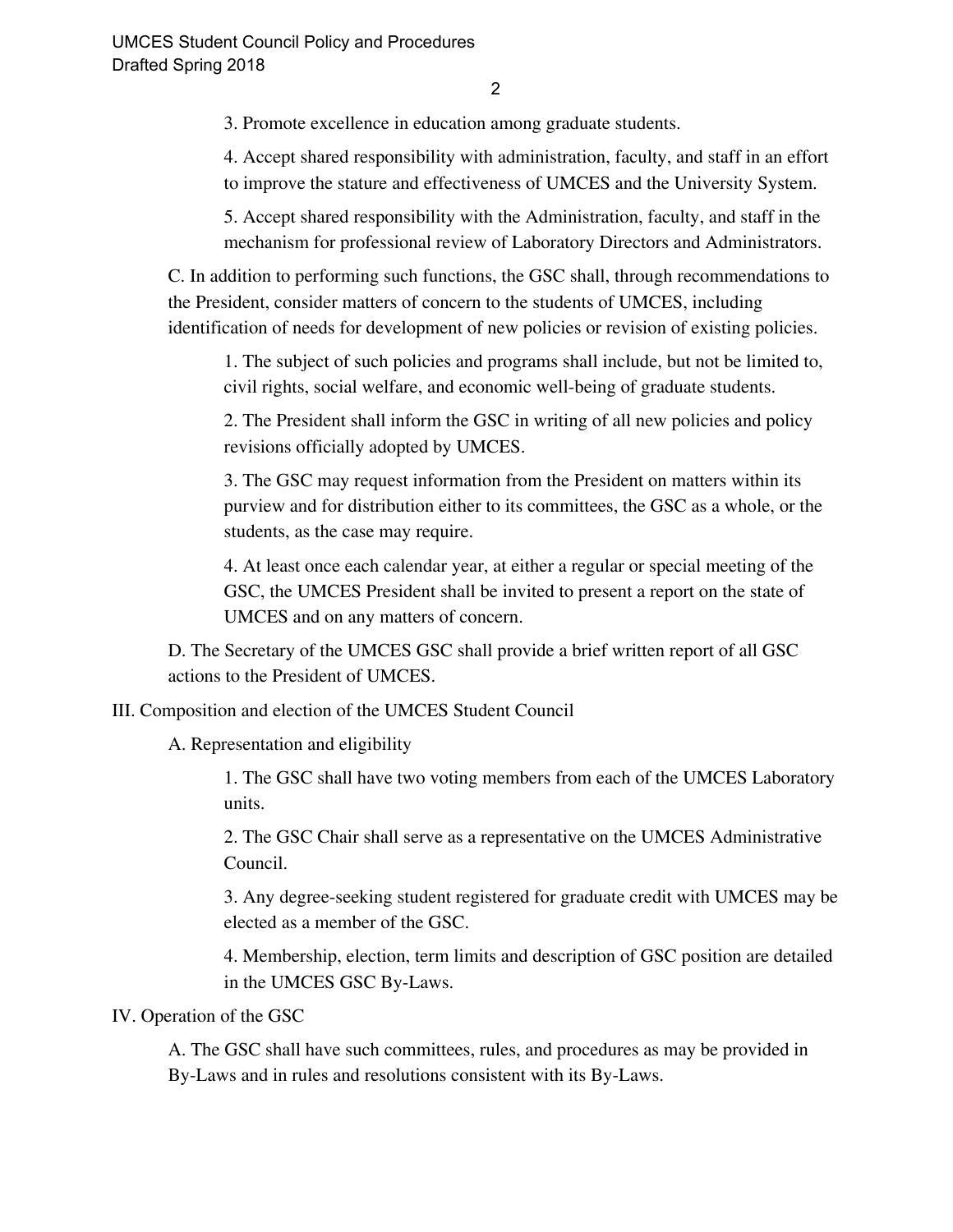3. Promote excellence in education among graduate students.

4. Accept shared responsibility with administration, faculty, and staff in an effort to improve the stature and effectiveness of UMCES and the University System.

5. Accept shared responsibility with the Administration, faculty, and staff in the mechanism for professional review of Laboratory Directors and Administrators.

C. In addition to performing such functions, the GSC shall, through recommendations to the President, consider matters of concern to the students of UMCES, including identification of needs for development of new policies or revision of existing policies.

1. The subject of such policies and programs shall include, but not be limited to, civil rights, social welfare, and economic well-being of graduate students.

2. The President shall inform the GSC in writing of all new policies and policy revisions officially adopted by UMCES.

3. The GSC may request information from the President on matters within its purview and for distribution either to its committees, the GSC as a whole, or the students, as the case may require.

4. At least once each calendar year, at either a regular or special meeting of the GSC, the UMCES President shall be invited to present a report on the state of UMCES and on any matters of concern.

D. The Secretary of the UMCES GSC shall provide a brief written report of all GSC actions to the President of UMCES.

III. Composition and election of the UMCES Student Council

A. Representation and eligibility

1. The GSC shall have two voting members from each of the UMCES Laboratory units.

2. The GSC Chair shall serve as a representative on the UMCES Administrative Council.

3. Any degree-seeking student registered for graduate credit with UMCES may be elected as a member of the GSC.

4. Membership, election, term limits and description of GSC position are detailed in the UMCES GSC By-Laws.

IV. Operation of the GSC

A. The GSC shall have such committees, rules, and procedures as may be provided in By-Laws and in rules and resolutions consistent with its By-Laws.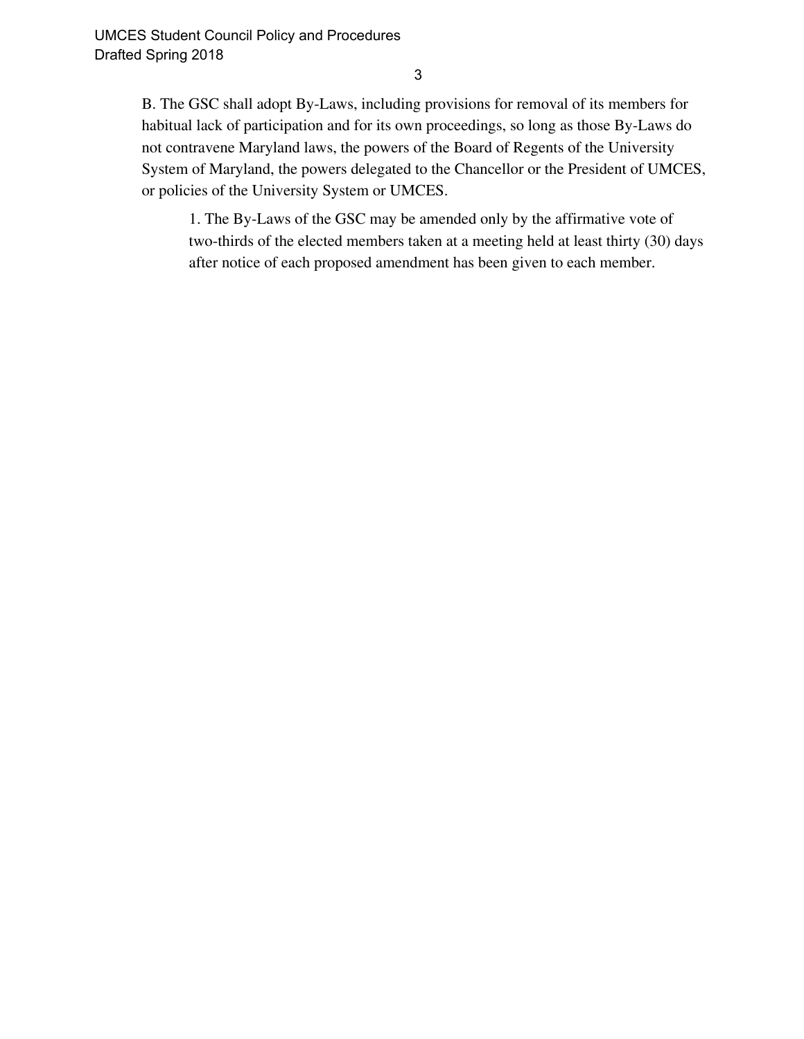B. The GSC shall adopt By-Laws, including provisions for removal of its members for habitual lack of participation and for its own proceedings, so long as those By-Laws do not contravene Maryland laws, the powers of the Board of Regents of the University System of Maryland, the powers delegated to the Chancellor or the President of UMCES, or policies of the University System or UMCES.

1. The By-Laws of the GSC may be amended only by the affirmative vote of two-thirds of the elected members taken at a meeting held at least thirty (30) days after notice of each proposed amendment has been given to each member.